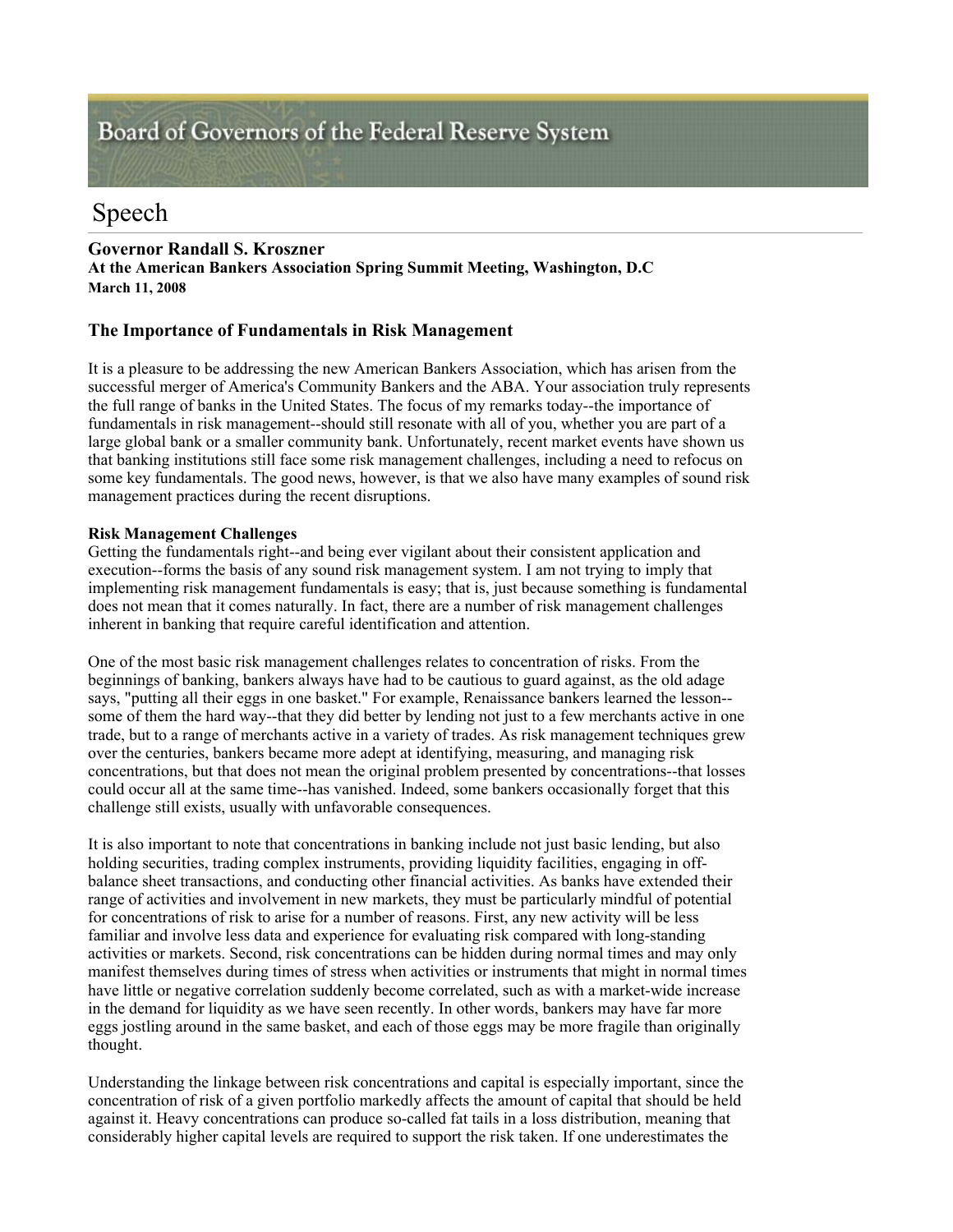Board of Governors of the Federal Reserve System

# Speech

**Governor Randall S. Kroszner**
**At the American Bankers Association Spring Summit Meeting, Washington, D.C**
**March 11, 2008**

## The Importance of Fundamentals in Risk Management

It is a pleasure to be addressing the new American Bankers Association, which has arisen from the successful merger of America's Community Bankers and the ABA. Your association truly represents the full range of banks in the United States. The focus of my remarks today--the importance of fundamentals in risk management--should still resonate with all of you, whether you are part of a large global bank or a smaller community bank. Unfortunately, recent market events have shown us that banking institutions still face some risk management challenges, including a need to refocus on some key fundamentals. The good news, however, is that we also have many examples of sound risk management practices during the recent disruptions.

**Risk Management Challenges**

Getting the fundamentals right--and being ever vigilant about their consistent application and execution--forms the basis of any sound risk management system. I am not trying to imply that implementing risk management fundamentals is easy; that is, just because something is fundamental does not mean that it comes naturally. In fact, there are a number of risk management challenges inherent in banking that require careful identification and attention.

One of the most basic risk management challenges relates to concentration of risks. From the beginnings of banking, bankers always have had to be cautious to guard against, as the old adage says, "putting all their eggs in one basket." For example, Renaissance bankers learned the lesson--some of them the hard way--that they did better by lending not just to a few merchants active in one trade, but to a range of merchants active in a variety of trades. As risk management techniques grew over the centuries, bankers became more adept at identifying, measuring, and managing risk concentrations, but that does not mean the original problem presented by concentrations--that losses could occur all at the same time--has vanished. Indeed, some bankers occasionally forget that this challenge still exists, usually with unfavorable consequences.

It is also important to note that concentrations in banking include not just basic lending, but also holding securities, trading complex instruments, providing liquidity facilities, engaging in off-balance sheet transactions, and conducting other financial activities. As banks have extended their range of activities and involvement in new markets, they must be particularly mindful of potential for concentrations of risk to arise for a number of reasons. First, any new activity will be less familiar and involve less data and experience for evaluating risk compared with long-standing activities or markets. Second, risk concentrations can be hidden during normal times and may only manifest themselves during times of stress when activities or instruments that might in normal times have little or negative correlation suddenly become correlated, such as with a market-wide increase in the demand for liquidity as we have seen recently. In other words, bankers may have far more eggs jostling around in the same basket, and each of those eggs may be more fragile than originally thought.

Understanding the linkage between risk concentrations and capital is especially important, since the concentration of risk of a given portfolio markedly affects the amount of capital that should be held against it. Heavy concentrations can produce so-called fat tails in a loss distribution, meaning that considerably higher capital levels are required to support the risk taken. If one underestimates the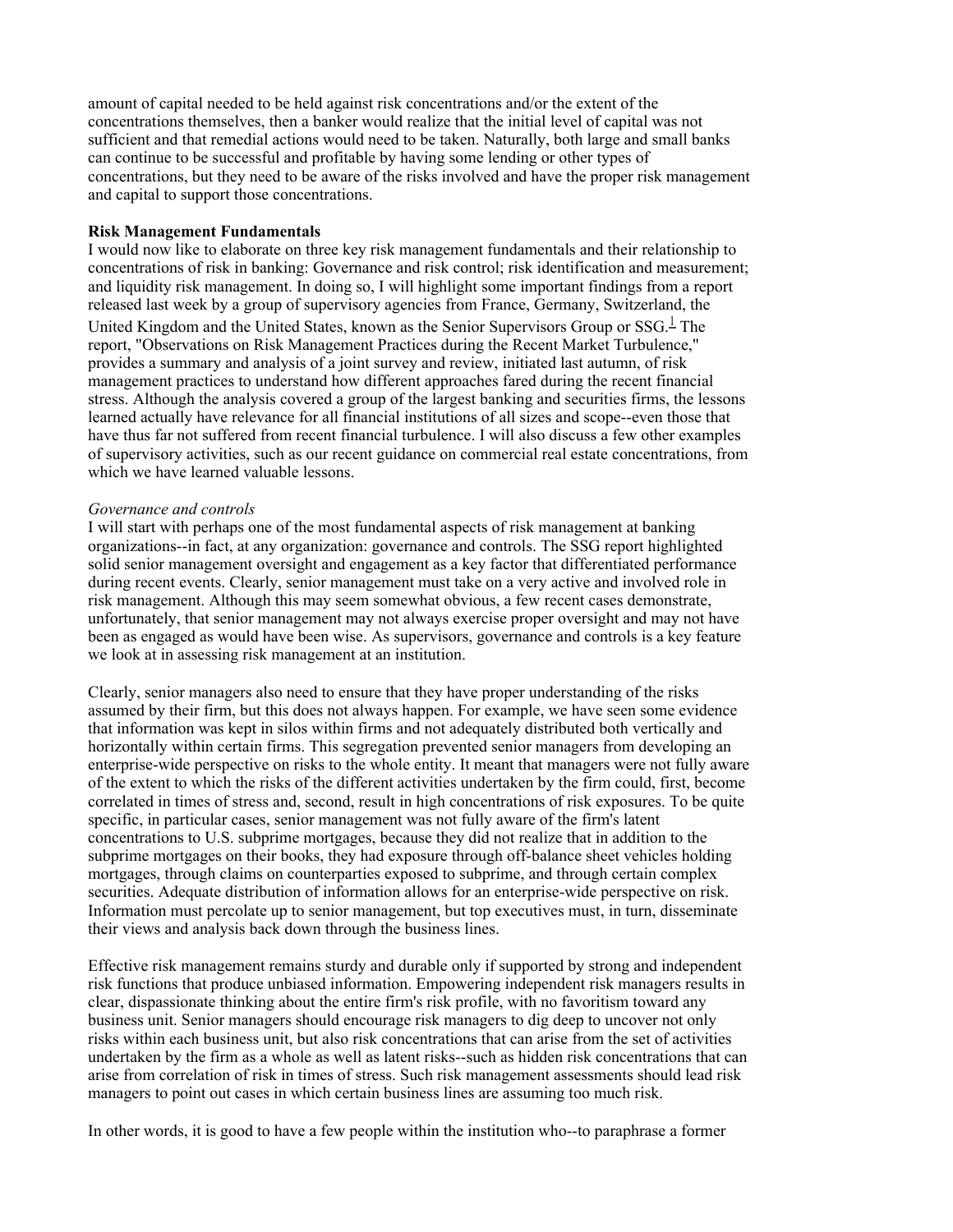amount of capital needed to be held against risk concentrations and/or the extent of the concentrations themselves, then a banker would realize that the initial level of capital was not sufficient and that remedial actions would need to be taken. Naturally, both large and small banks can continue to be successful and profitable by having some lending or other types of concentrations, but they need to be aware of the risks involved and have the proper risk management and capital to support those concentrations.

**Risk Management Fundamentals**

I would now like to elaborate on three key risk management fundamentals and their relationship to concentrations of risk in banking: Governance and risk control; risk identification and measurement; and liquidity risk management. In doing so, I will highlight some important findings from a report released last week by a group of supervisory agencies from France, Germany, Switzerland, the United Kingdom and the United States, known as the Senior Supervisors Group or SSG.[1] The report, "Observations on Risk Management Practices during the Recent Market Turbulence," provides a summary and analysis of a joint survey and review, initiated last autumn, of risk management practices to understand how different approaches fared during the recent financial stress. Although the analysis covered a group of the largest banking and securities firms, the lessons learned actually have relevance for all financial institutions of all sizes and scope--even those that have thus far not suffered from recent financial turbulence. I will also discuss a few other examples of supervisory activities, such as our recent guidance on commercial real estate concentrations, from which we have learned valuable lessons.

*Governance and controls*

I will start with perhaps one of the most fundamental aspects of risk management at banking organizations--in fact, at any organization: governance and controls. The SSG report highlighted solid senior management oversight and engagement as a key factor that differentiated performance during recent events. Clearly, senior management must take on a very active and involved role in risk management. Although this may seem somewhat obvious, a few recent cases demonstrate, unfortunately, that senior management may not always exercise proper oversight and may not have been as engaged as would have been wise. As supervisors, governance and controls is a key feature we look at in assessing risk management at an institution.

Clearly, senior managers also need to ensure that they have proper understanding of the risks assumed by their firm, but this does not always happen. For example, we have seen some evidence that information was kept in silos within firms and not adequately distributed both vertically and horizontally within certain firms. This segregation prevented senior managers from developing an enterprise-wide perspective on risks to the whole entity. It meant that managers were not fully aware of the extent to which the risks of the different activities undertaken by the firm could, first, become correlated in times of stress and, second, result in high concentrations of risk exposures. To be quite specific, in particular cases, senior management was not fully aware of the firm's latent concentrations to U.S. subprime mortgages, because they did not realize that in addition to the subprime mortgages on their books, they had exposure through off-balance sheet vehicles holding mortgages, through claims on counterparties exposed to subprime, and through certain complex securities. Adequate distribution of information allows for an enterprise-wide perspective on risk. Information must percolate up to senior management, but top executives must, in turn, disseminate their views and analysis back down through the business lines.

Effective risk management remains sturdy and durable only if supported by strong and independent risk functions that produce unbiased information. Empowering independent risk managers results in clear, dispassionate thinking about the entire firm's risk profile, with no favoritism toward any business unit. Senior managers should encourage risk managers to dig deep to uncover not only risks within each business unit, but also risk concentrations that can arise from the set of activities undertaken by the firm as a whole as well as latent risks--such as hidden risk concentrations that can arise from correlation of risk in times of stress. Such risk management assessments should lead risk managers to point out cases in which certain business lines are assuming too much risk.

In other words, it is good to have a few people within the institution who--to paraphrase a former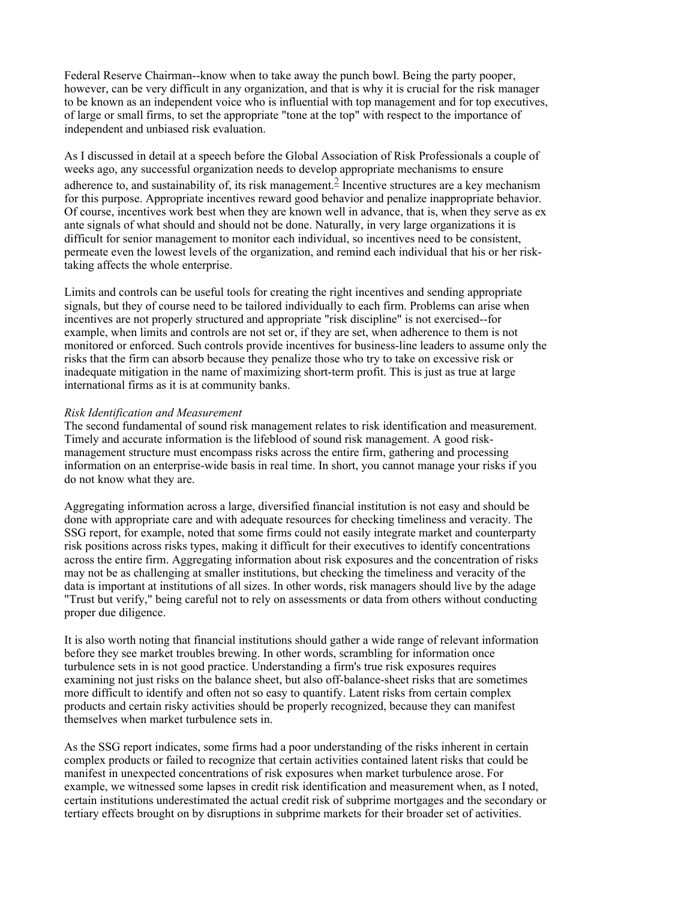Federal Reserve Chairman--know when to take away the punch bowl. Being the party pooper, however, can be very difficult in any organization, and that is why it is crucial for the risk manager to be known as an independent voice who is influential with top management and for top executives, of large or small firms, to set the appropriate "tone at the top" with respect to the importance of independent and unbiased risk evaluation.

As I discussed in detail at a speech before the Global Association of Risk Professionals a couple of weeks ago, any successful organization needs to develop appropriate mechanisms to ensure adherence to, and sustainability of, its risk management.[2] Incentive structures are a key mechanism for this purpose. Appropriate incentives reward good behavior and penalize inappropriate behavior. Of course, incentives work best when they are known well in advance, that is, when they serve as ex ante signals of what should and should not be done. Naturally, in very large organizations it is difficult for senior management to monitor each individual, so incentives need to be consistent, permeate even the lowest levels of the organization, and remind each individual that his or her risk-taking affects the whole enterprise.

Limits and controls can be useful tools for creating the right incentives and sending appropriate signals, but they of course need to be tailored individually to each firm. Problems can arise when incentives are not properly structured and appropriate "risk discipline" is not exercised--for example, when limits and controls are not set or, if they are set, when adherence to them is not monitored or enforced. Such controls provide incentives for business-line leaders to assume only the risks that the firm can absorb because they penalize those who try to take on excessive risk or inadequate mitigation in the name of maximizing short-term profit. This is just as true at large international firms as it is at community banks.

*Risk Identification and Measurement*

The second fundamental of sound risk management relates to risk identification and measurement. Timely and accurate information is the lifeblood of sound risk management. A good risk-management structure must encompass risks across the entire firm, gathering and processing information on an enterprise-wide basis in real time. In short, you cannot manage your risks if you do not know what they are.

Aggregating information across a large, diversified financial institution is not easy and should be done with appropriate care and with adequate resources for checking timeliness and veracity. The SSG report, for example, noted that some firms could not easily integrate market and counterparty risk positions across risks types, making it difficult for their executives to identify concentrations across the entire firm. Aggregating information about risk exposures and the concentration of risks may not be as challenging at smaller institutions, but checking the timeliness and veracity of the data is important at institutions of all sizes. In other words, risk managers should live by the adage "Trust but verify," being careful not to rely on assessments or data from others without conducting proper due diligence.

It is also worth noting that financial institutions should gather a wide range of relevant information before they see market troubles brewing. In other words, scrambling for information once turbulence sets in is not good practice. Understanding a firm's true risk exposures requires examining not just risks on the balance sheet, but also off-balance-sheet risks that are sometimes more difficult to identify and often not so easy to quantify. Latent risks from certain complex products and certain risky activities should be properly recognized, because they can manifest themselves when market turbulence sets in.

As the SSG report indicates, some firms had a poor understanding of the risks inherent in certain complex products or failed to recognize that certain activities contained latent risks that could be manifest in unexpected concentrations of risk exposures when market turbulence arose. For example, we witnessed some lapses in credit risk identification and measurement when, as I noted, certain institutions underestimated the actual credit risk of subprime mortgages and the secondary or tertiary effects brought on by disruptions in subprime markets for their broader set of activities.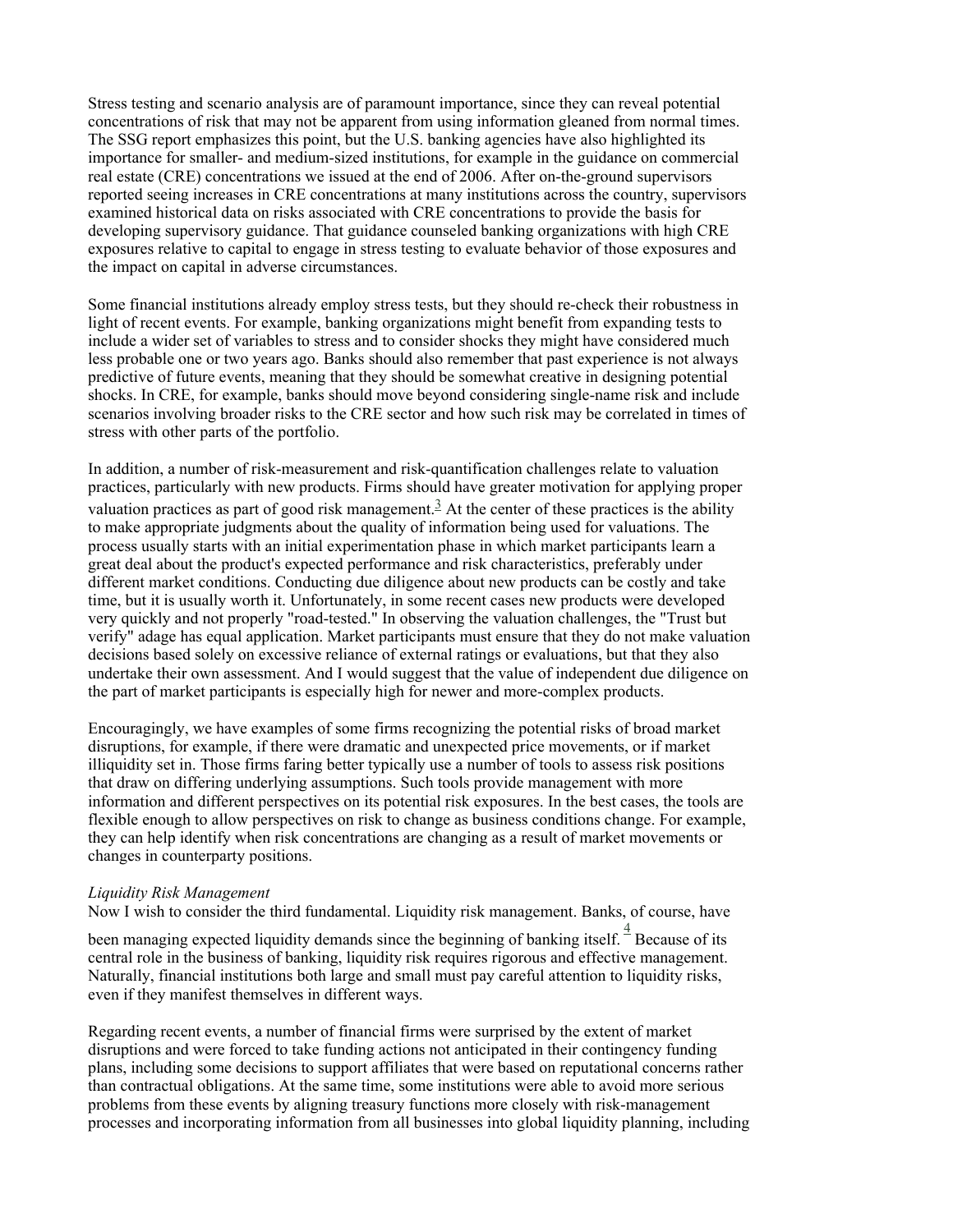Stress testing and scenario analysis are of paramount importance, since they can reveal potential concentrations of risk that may not be apparent from using information gleaned from normal times. The SSG report emphasizes this point, but the U.S. banking agencies have also highlighted its importance for smaller- and medium-sized institutions, for example in the guidance on commercial real estate (CRE) concentrations we issued at the end of 2006. After on-the-ground supervisors reported seeing increases in CRE concentrations at many institutions across the country, supervisors examined historical data on risks associated with CRE concentrations to provide the basis for developing supervisory guidance. That guidance counseled banking organizations with high CRE exposures relative to capital to engage in stress testing to evaluate behavior of those exposures and the impact on capital in adverse circumstances.

Some financial institutions already employ stress tests, but they should re-check their robustness in light of recent events. For example, banking organizations might benefit from expanding tests to include a wider set of variables to stress and to consider shocks they might have considered much less probable one or two years ago. Banks should also remember that past experience is not always predictive of future events, meaning that they should be somewhat creative in designing potential shocks. In CRE, for example, banks should move beyond considering single-name risk and include scenarios involving broader risks to the CRE sector and how such risk may be correlated in times of stress with other parts of the portfolio.

In addition, a number of risk-measurement and risk-quantification challenges relate to valuation practices, particularly with new products. Firms should have greater motivation for applying proper valuation practices as part of good risk management.[3] At the center of these practices is the ability to make appropriate judgments about the quality of information being used for valuations. The process usually starts with an initial experimentation phase in which market participants learn a great deal about the product's expected performance and risk characteristics, preferably under different market conditions. Conducting due diligence about new products can be costly and take time, but it is usually worth it. Unfortunately, in some recent cases new products were developed very quickly and not properly "road-tested." In observing the valuation challenges, the "Trust but verify" adage has equal application. Market participants must ensure that they do not make valuation decisions based solely on excessive reliance of external ratings or evaluations, but that they also undertake their own assessment. And I would suggest that the value of independent due diligence on the part of market participants is especially high for newer and more-complex products.

Encouragingly, we have examples of some firms recognizing the potential risks of broad market disruptions, for example, if there were dramatic and unexpected price movements, or if market illiquidity set in. Those firms faring better typically use a number of tools to assess risk positions that draw on differing underlying assumptions. Such tools provide management with more information and different perspectives on its potential risk exposures. In the best cases, the tools are flexible enough to allow perspectives on risk to change as business conditions change. For example, they can help identify when risk concentrations are changing as a result of market movements or changes in counterparty positions.

*Liquidity Risk Management*

Now I wish to consider the third fundamental. Liquidity risk management. Banks, of course, have been managing expected liquidity demands since the beginning of banking itself.[4] Because of its central role in the business of banking, liquidity risk requires rigorous and effective management. Naturally, financial institutions both large and small must pay careful attention to liquidity risks, even if they manifest themselves in different ways.

Regarding recent events, a number of financial firms were surprised by the extent of market disruptions and were forced to take funding actions not anticipated in their contingency funding plans, including some decisions to support affiliates that were based on reputational concerns rather than contractual obligations. At the same time, some institutions were able to avoid more serious problems from these events by aligning treasury functions more closely with risk-management processes and incorporating information from all businesses into global liquidity planning, including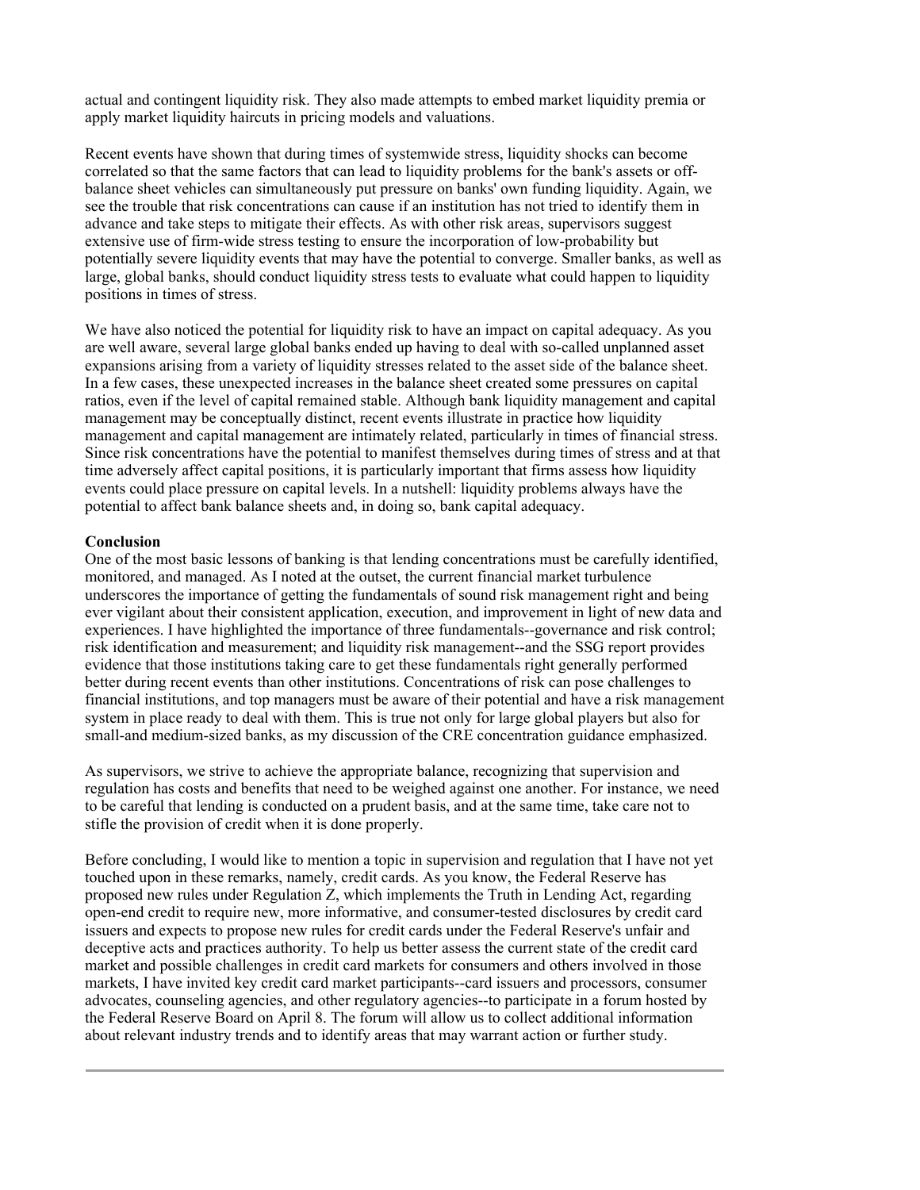actual and contingent liquidity risk. They also made attempts to embed market liquidity premia or apply market liquidity haircuts in pricing models and valuations.

Recent events have shown that during times of systemwide stress, liquidity shocks can become correlated so that the same factors that can lead to liquidity problems for the bank's assets or off-balance sheet vehicles can simultaneously put pressure on banks' own funding liquidity. Again, we see the trouble that risk concentrations can cause if an institution has not tried to identify them in advance and take steps to mitigate their effects. As with other risk areas, supervisors suggest extensive use of firm-wide stress testing to ensure the incorporation of low-probability but potentially severe liquidity events that may have the potential to converge. Smaller banks, as well as large, global banks, should conduct liquidity stress tests to evaluate what could happen to liquidity positions in times of stress.

We have also noticed the potential for liquidity risk to have an impact on capital adequacy. As you are well aware, several large global banks ended up having to deal with so-called unplanned asset expansions arising from a variety of liquidity stresses related to the asset side of the balance sheet. In a few cases, these unexpected increases in the balance sheet created some pressures on capital ratios, even if the level of capital remained stable. Although bank liquidity management and capital management may be conceptually distinct, recent events illustrate in practice how liquidity management and capital management are intimately related, particularly in times of financial stress. Since risk concentrations have the potential to manifest themselves during times of stress and at that time adversely affect capital positions, it is particularly important that firms assess how liquidity events could place pressure on capital levels. In a nutshell: liquidity problems always have the potential to affect bank balance sheets and, in doing so, bank capital adequacy.

**Conclusion**

One of the most basic lessons of banking is that lending concentrations must be carefully identified, monitored, and managed. As I noted at the outset, the current financial market turbulence underscores the importance of getting the fundamentals of sound risk management right and being ever vigilant about their consistent application, execution, and improvement in light of new data and experiences. I have highlighted the importance of three fundamentals--governance and risk control; risk identification and measurement; and liquidity risk management--and the SSG report provides evidence that those institutions taking care to get these fundamentals right generally performed better during recent events than other institutions. Concentrations of risk can pose challenges to financial institutions, and top managers must be aware of their potential and have a risk management system in place ready to deal with them. This is true not only for large global players but also for small-and medium-sized banks, as my discussion of the CRE concentration guidance emphasized.

As supervisors, we strive to achieve the appropriate balance, recognizing that supervision and regulation has costs and benefits that need to be weighed against one another. For instance, we need to be careful that lending is conducted on a prudent basis, and at the same time, take care not to stifle the provision of credit when it is done properly.

Before concluding, I would like to mention a topic in supervision and regulation that I have not yet touched upon in these remarks, namely, credit cards. As you know, the Federal Reserve has proposed new rules under Regulation Z, which implements the Truth in Lending Act, regarding open-end credit to require new, more informative, and consumer-tested disclosures by credit card issuers and expects to propose new rules for credit cards under the Federal Reserve's unfair and deceptive acts and practices authority. To help us better assess the current state of the credit card market and possible challenges in credit card markets for consumers and others involved in those markets, I have invited key credit card market participants--card issuers and processors, consumer advocates, counseling agencies, and other regulatory agencies--to participate in a forum hosted by the Federal Reserve Board on April 8. The forum will allow us to collect additional information about relevant industry trends and to identify areas that may warrant action or further study.

---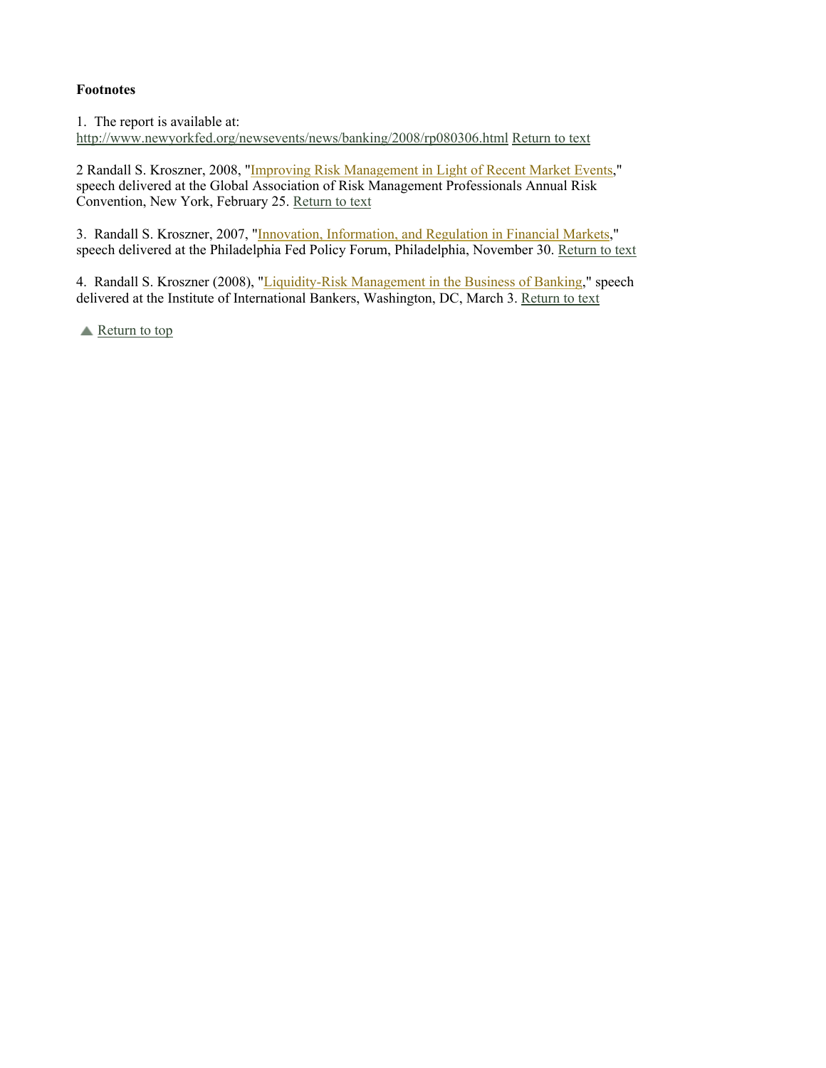**Footnotes**

1. The report is available at: http://www.newyorkfed.org/newsevents/news/banking/2008/rp080306.html Return to text

2 Randall S. Kroszner, 2008, "Improving Risk Management in Light of Recent Market Events," speech delivered at the Global Association of Risk Management Professionals Annual Risk Convention, New York, February 25. Return to text

3. Randall S. Kroszner, 2007, "Innovation, Information, and Regulation in Financial Markets," speech delivered at the Philadelphia Fed Policy Forum, Philadelphia, November 30. Return to text

4. Randall S. Kroszner (2008), "Liquidity-Risk Management in the Business of Banking," speech delivered at the Institute of International Bankers, Washington, DC, March 3. Return to text

▲ Return to top